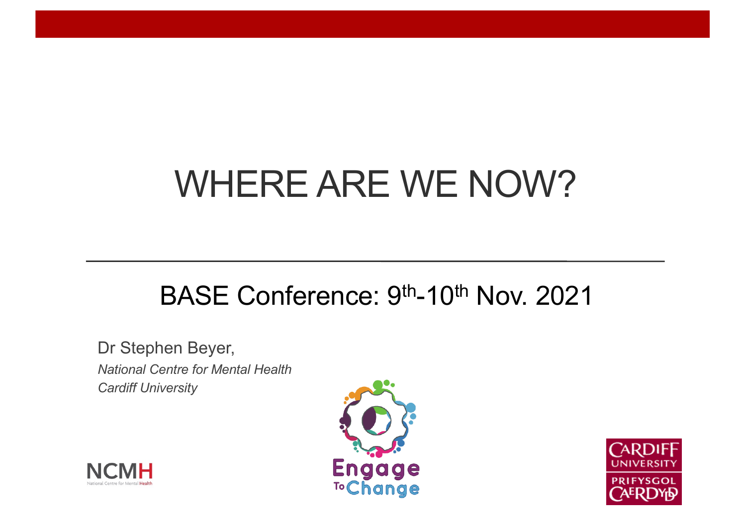# WHERE ARE WE NOW?

## BASE Conference: 9th-10th Nov. 2021

Dr Stephen Beyer,

*National Centre for Mental Health*

*Cardiff University*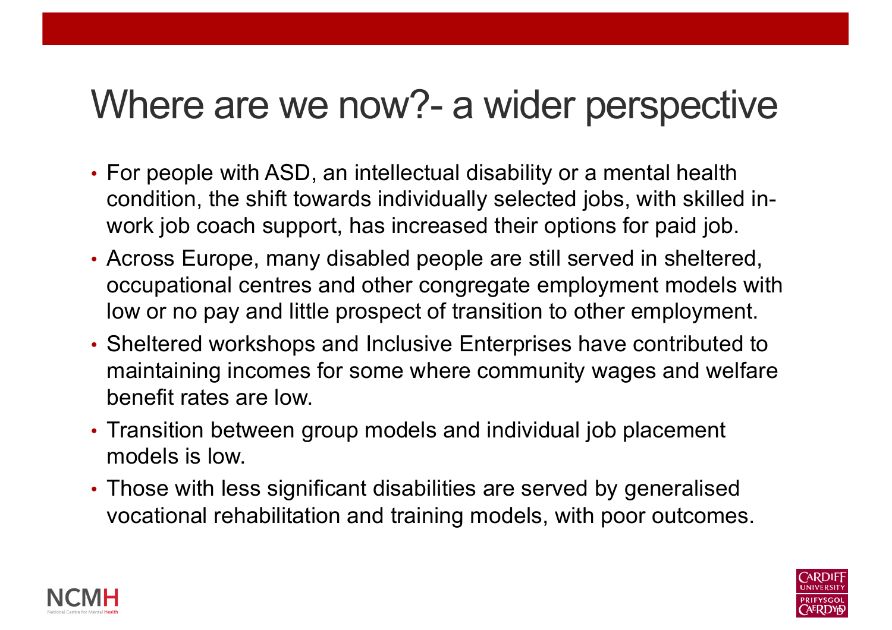# Where are we now?- a wider perspective

- For people with ASD, an intellectual disability or a mental health condition, the shift towards individually selected jobs, with skilled in-work job coach support, has increased their options for paid job.
- Across Europe, many disabled people are still served in sheltered, occupational centres and other congregate employment models with low or no pay and little prospect of transition to other employment.
- Sheltered workshops and Inclusive Enterprises have contributed to maintaining incomes for some where community wages and welfare benefit rates are low.
- Transition between group models and individual job placement models is low.
- Those with less significant disabilities are served by generalised vocational rehabilitation and training models, with poor outcomes.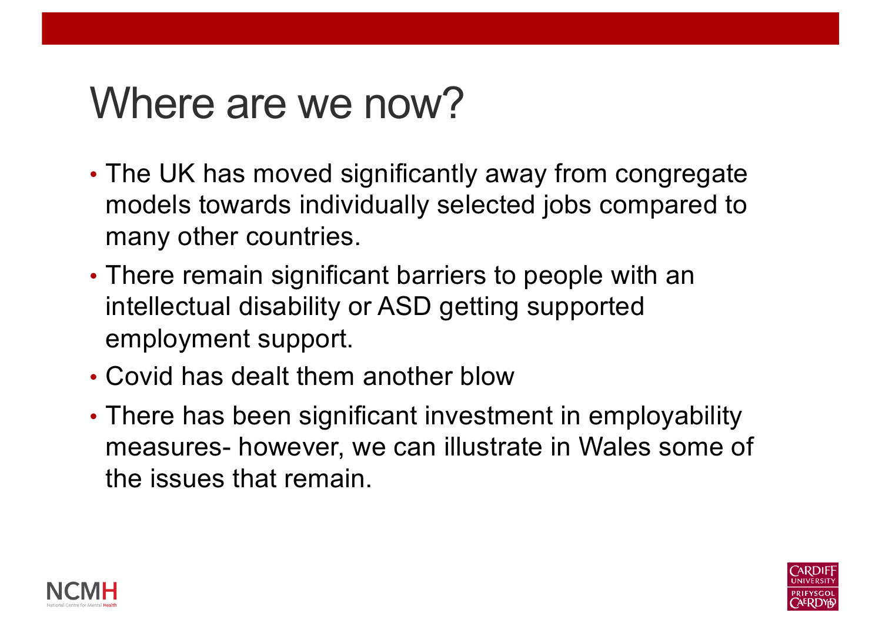# Where are we now?

- The UK has moved significantly away from congregate models towards individually selected jobs compared to many other countries.
- There remain significant barriers to people with an intellectual disability or ASD getting supported employment support.
- Covid has dealt them another blow
- There has been significant investment in employability measures- however, we can illustrate in Wales some of the issues that remain.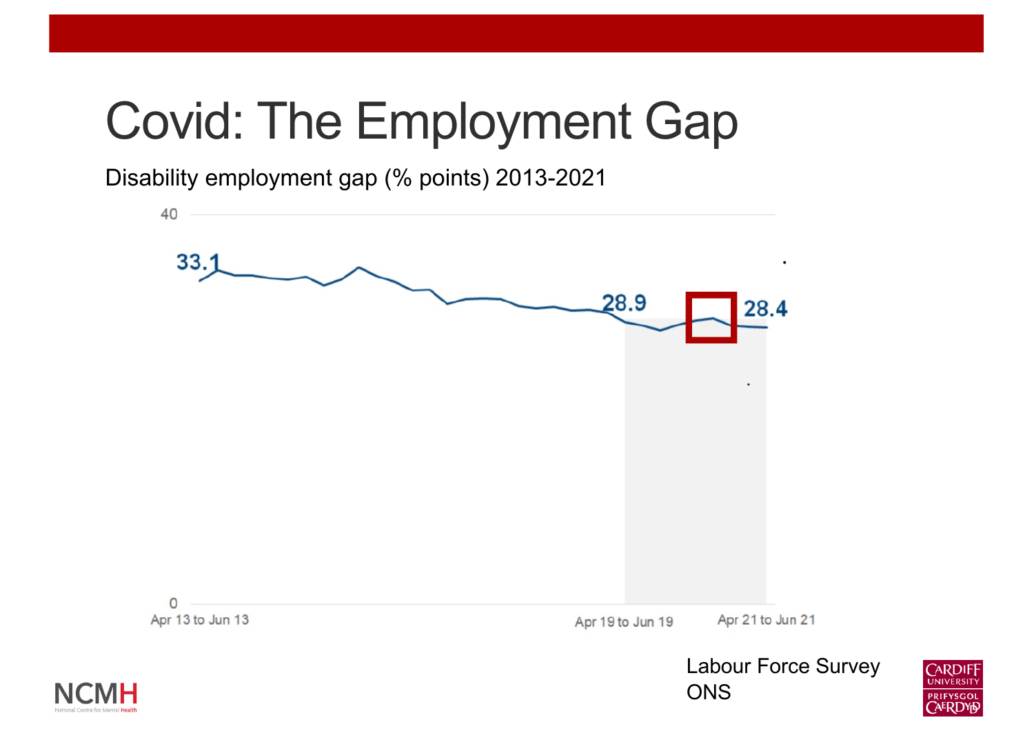# Covid: The Employment Gap

Disability employment gap (% points) 2013-2021

40

33.1

28.9

28.4

0

Apr 13 to Jun 13

Apr 19 to Jun 19

Apr 21 to Jun 21

Labour Force Survey
ONS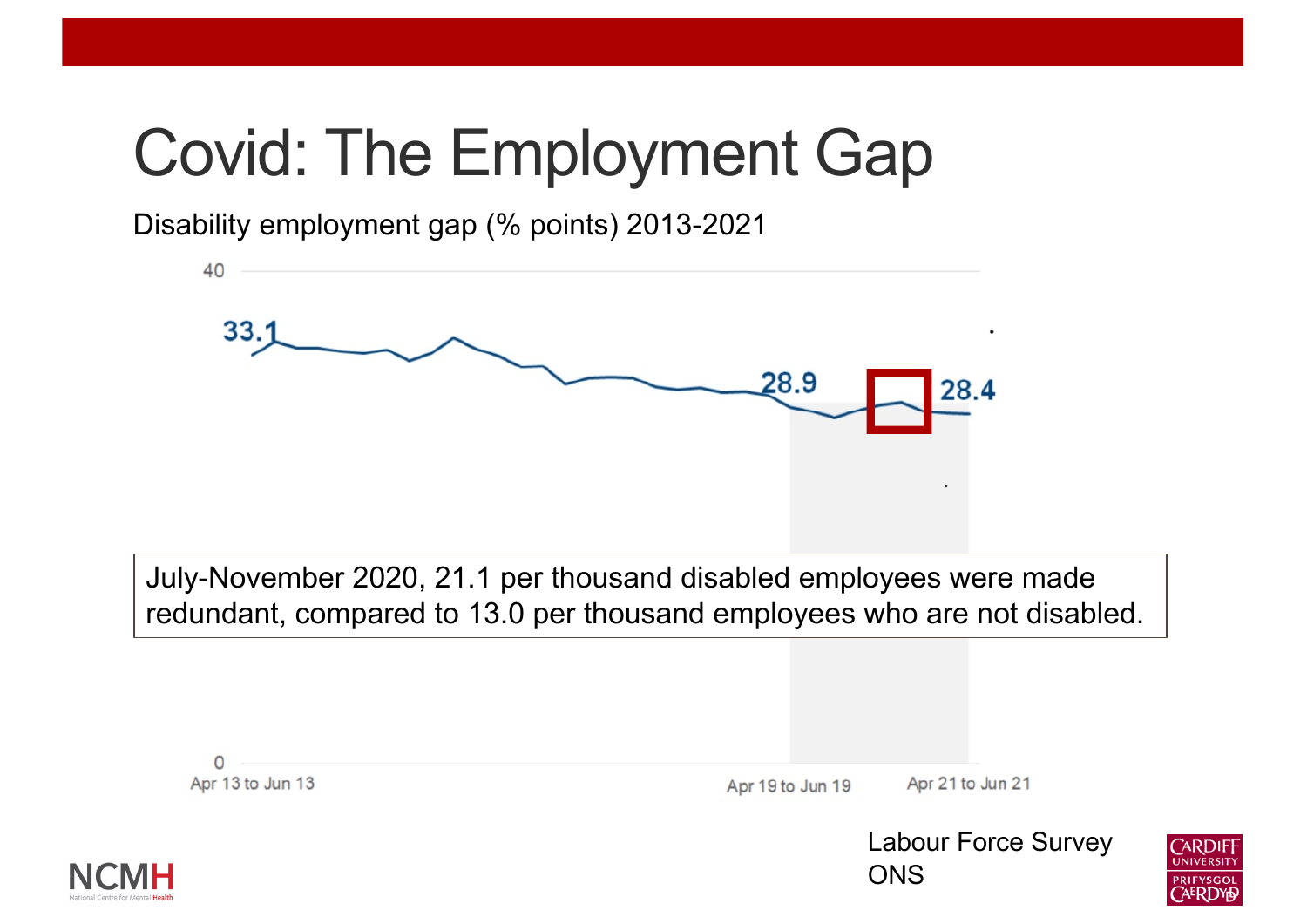# Covid: The Employment Gap

Disability employment gap (% points) 2013-2021

40

33.1

28.9

28.4

0

Apr 13 to Jun 13

Apr 19 to Jun 19

Apr 21 to Jun 21

July-November 2020, 21.1 per thousand disabled employees were made redundant, compared to 13.0 per thousand employees who are not disabled.

Labour Force Survey
ONS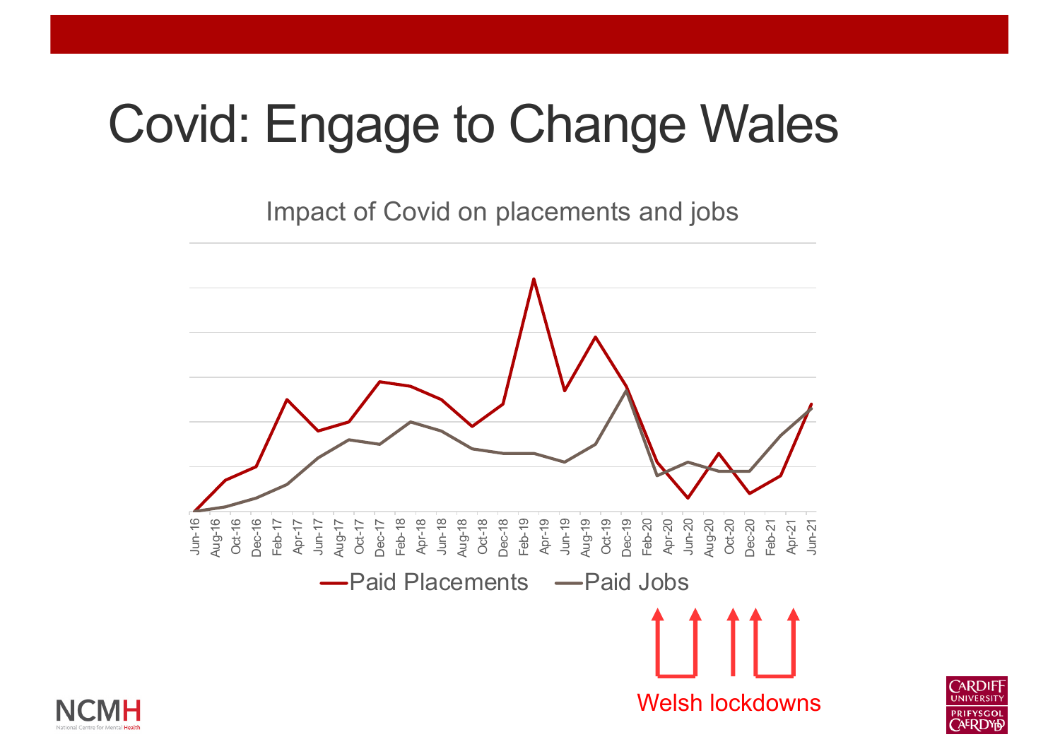# Covid: Engage to Change Wales

Impact of Covid on placements and jobs

Jun-16, Aug-16, Oct-16, Dec-16, Feb-17, Apr-17, Jun-17, Aug-17, Oct-17, Dec-17, Feb-18, Apr-18, Jun-18, Aug-18, Oct-18, Dec-18, Feb-19, Apr-19, Jun-19, Aug-19, Oct-19, Dec-19, Feb-20, Apr-20, Jun-20, Aug-20, Oct-20, Dec-20, Feb-21, Apr-21, Jun-21

Paid Placements — Paid Jobs

Welsh lockdowns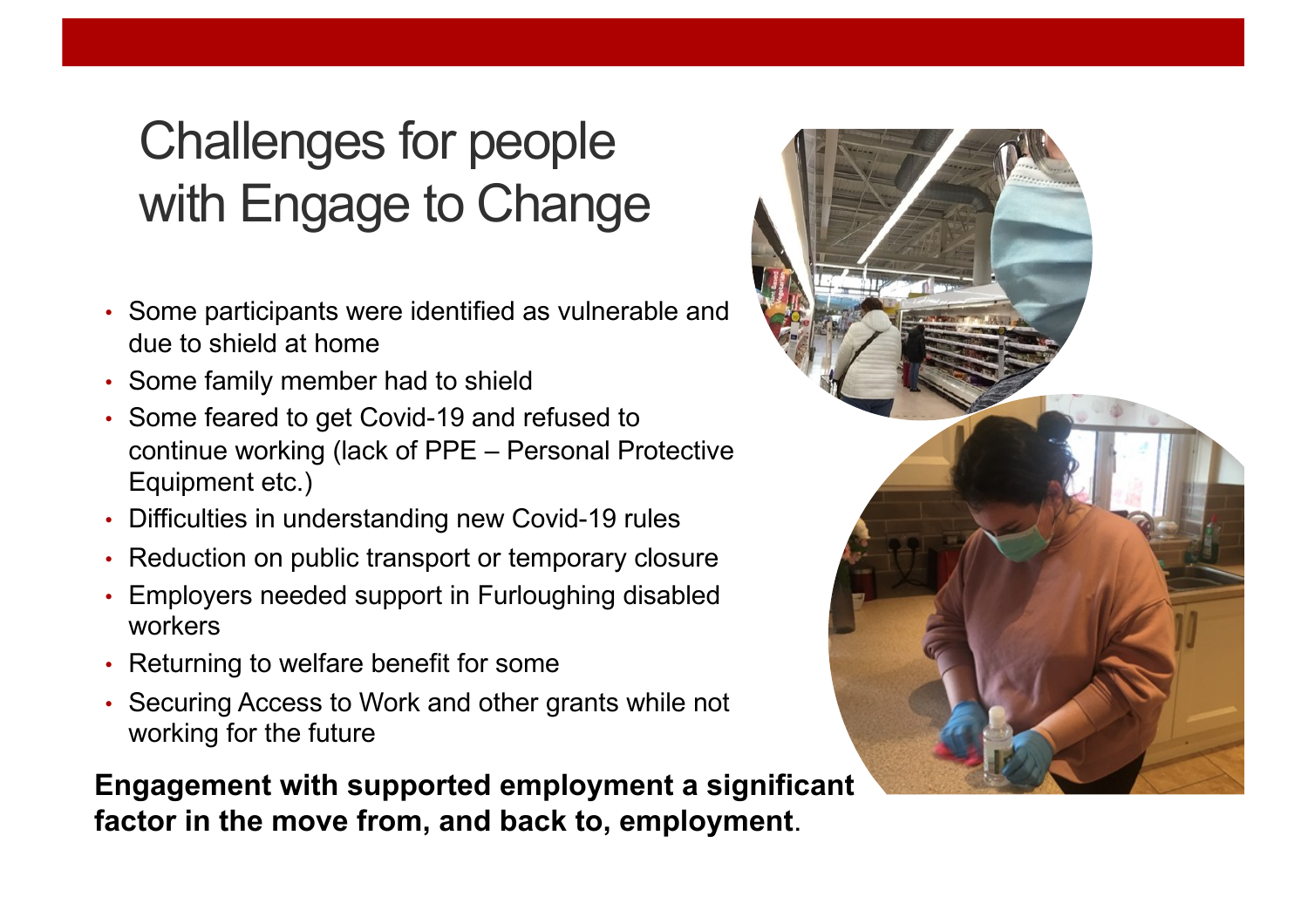# Challenges for people with Engage to Change

- Some participants were identified as vulnerable and due to shield at home
- Some family member had to shield
- Some feared to get Covid-19 and refused to continue working (lack of PPE – Personal Protective Equipment etc.)
- Difficulties in understanding new Covid-19 rules
- Reduction on public transport or temporary closure
- Employers needed support in Furloughing disabled workers
- Returning to welfare benefit for some
- Securing Access to Work and other grants while not working for the future

**Engagement with supported employment a significant factor in the move from, and back to, employment**.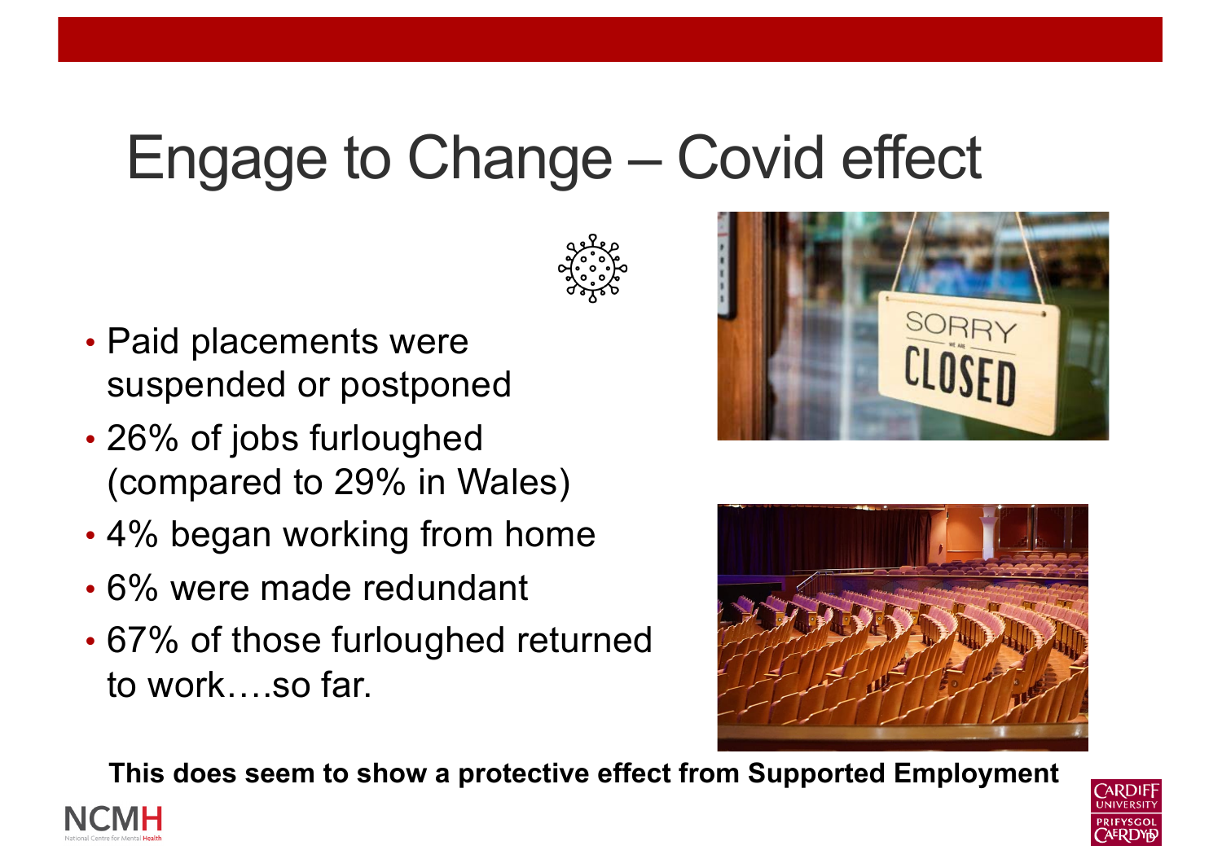# Engage to Change – Covid effect

- Paid placements were suspended or postponed
- 26% of jobs furloughed (compared to 29% in Wales)
- 4% began working from home
- 6% were made redundant
- 67% of those furloughed returned to work….so far.

**This does seem to show a protective effect from Supported Employment**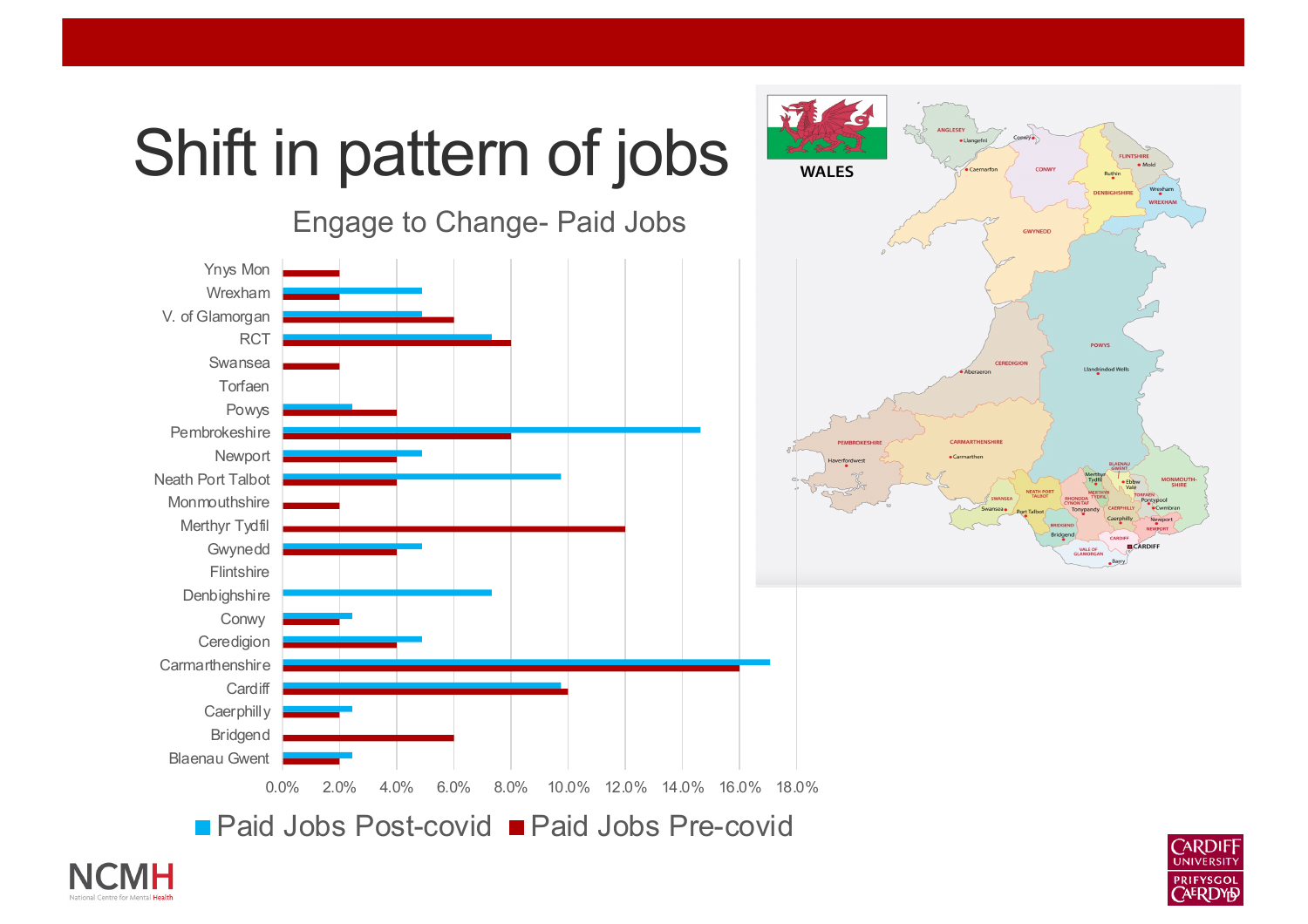# Shift in pattern of jobs

Engage to Change- Paid Jobs

| Local authority | Paid Jobs Post-covid | Paid Jobs Pre-covid |
| --- | --- | --- |
| Ynys Mon | | 2.0% |
| Wrexham | 4.9% | 2.0% |
| V. of Glamorgan | 4.9% | 6.0% |
| RCT | 7.3% | 8.0% |
| Swansea | | 2.0% |
| Torfaen | | |
| Powys | 2.4% | 4.0% |
| Pembrokeshire | 14.6% | 8.0% |
| Newport | 4.9% | 4.0% |
| Neath Port Talbot | 9.8% | 4.0% |
| Monmouthshire | | 2.0% |
| Merthyr Tydfil | | 12.0% |
| Gwynedd | 4.9% | 4.0% |
| Flintshire | | |
| Denbighshire | 7.3% | |
| Conwy | 2.4% | 2.0% |
| Ceredigion | 4.9% | 4.0% |
| Carmarthenshire | 17.1% | 16.0% |
| Cardiff | 9.8% | 10.0% |
| Caerphilly | 2.4% | 2.0% |
| Bridgend | | 6.0% |
| Blaenau Gwent | 2.4% | 2.0% |

WALES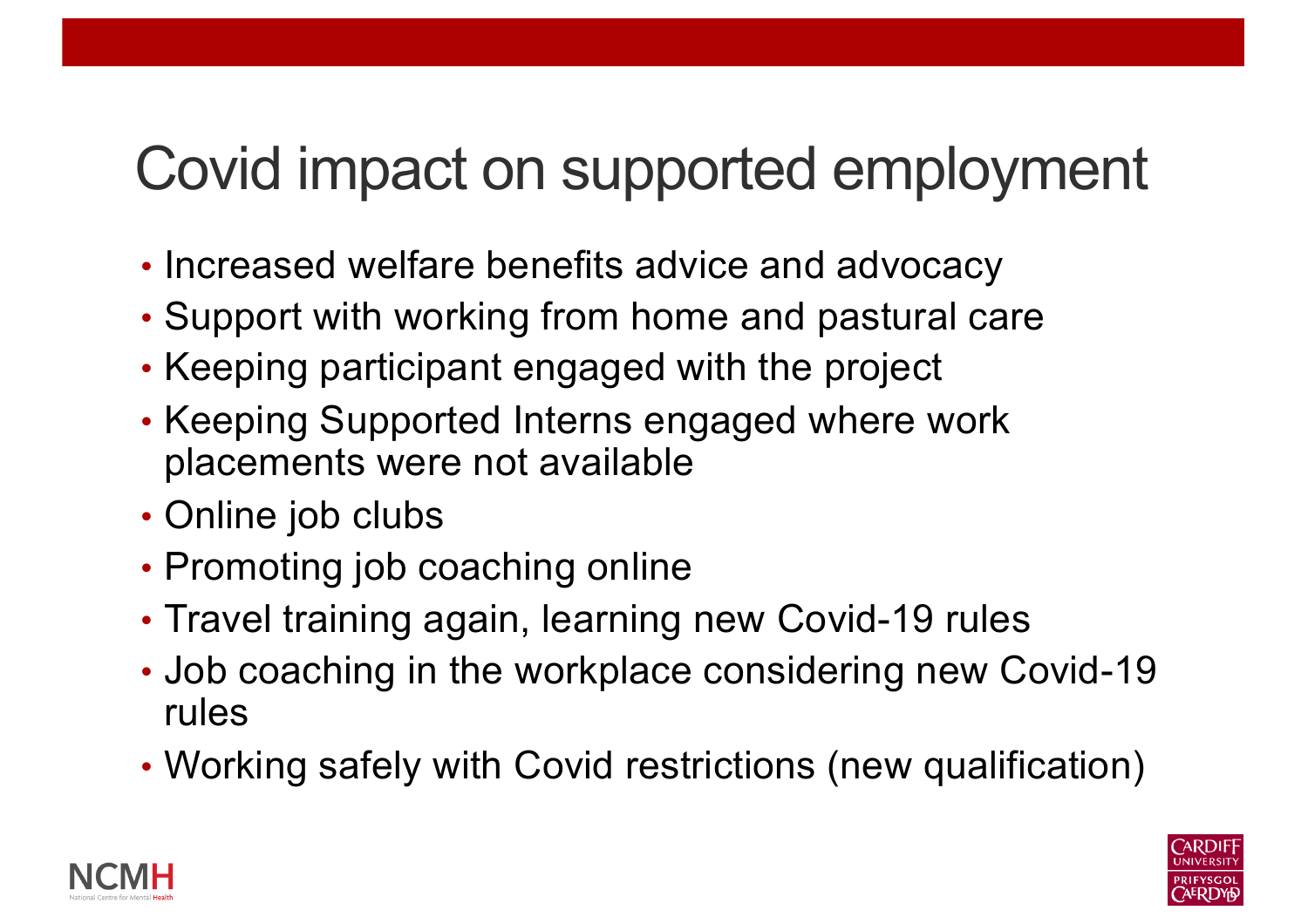# Covid impact on supported employment

- Increased welfare benefits advice and advocacy
- Support with working from home and pastural care
- Keeping participant engaged with the project
- Keeping Supported Interns engaged where work placements were not available
- Online job clubs
- Promoting job coaching online
- Travel training again, learning new Covid-19 rules
- Job coaching in the workplace considering new Covid-19 rules
- Working safely with Covid restrictions (new qualification)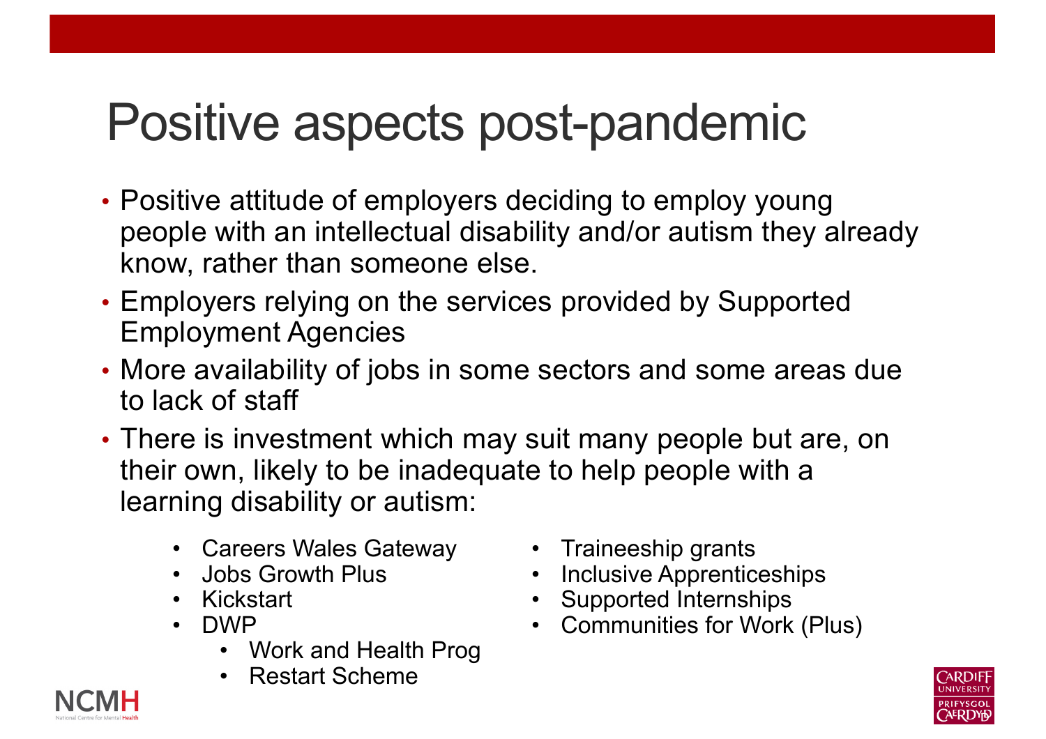# Positive aspects post-pandemic

- Positive attitude of employers deciding to employ young people with an intellectual disability and/or autism they already know, rather than someone else.
- Employers relying on the services provided by Supported Employment Agencies
- More availability of jobs in some sectors and some areas due to lack of staff
- There is investment which may suit many people but are, on their own, likely to be inadequate to help people with a learning disability or autism:
  - Careers Wales Gateway
  - Jobs Growth Plus
  - Kickstart
  - DWP
    - Work and Health Prog
    - Restart Scheme
  - Traineeship grants
  - Inclusive Apprenticeships
  - Supported Internships
  - Communities for Work (Plus)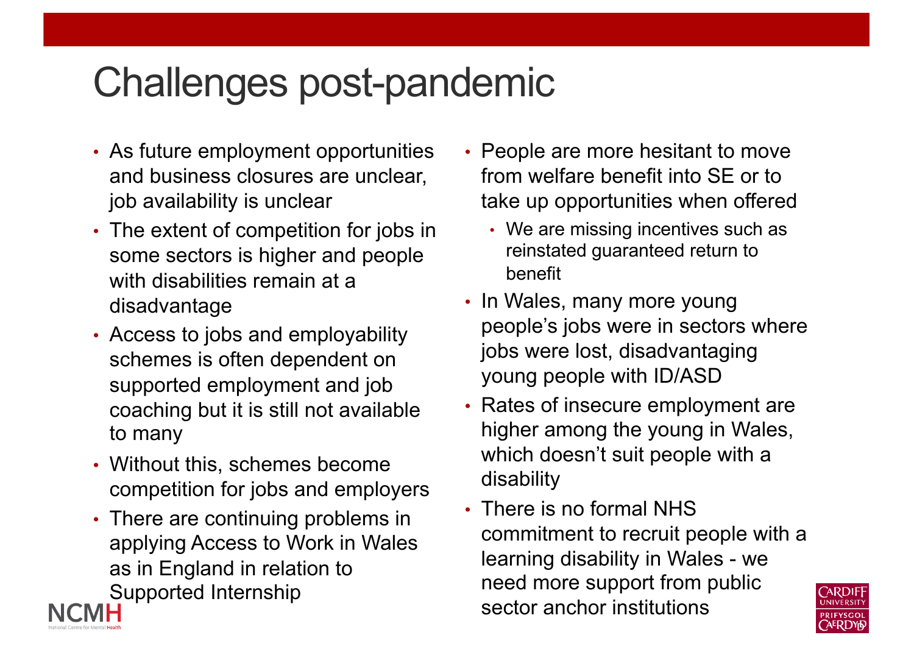# Challenges post-pandemic

- As future employment opportunities and business closures are unclear, job availability is unclear
- The extent of competition for jobs in some sectors is higher and people with disabilities remain at a disadvantage
- Access to jobs and employability schemes is often dependent on supported employment and job coaching but it is still not available to many
- Without this, schemes become competition for jobs and employers
- There are continuing problems in applying Access to Work in Wales as in England in relation to Supported Internship
- People are more hesitant to move from welfare benefit into SE or to take up opportunities when offered
  - We are missing incentives such as reinstated guaranteed return to benefit
- In Wales, many more young people's jobs were in sectors where jobs were lost, disadvantaging young people with ID/ASD
- Rates of insecure employment are higher among the young in Wales, which doesn't suit people with a disability
- There is no formal NHS commitment to recruit people with a learning disability in Wales - we need more support from public sector anchor institutions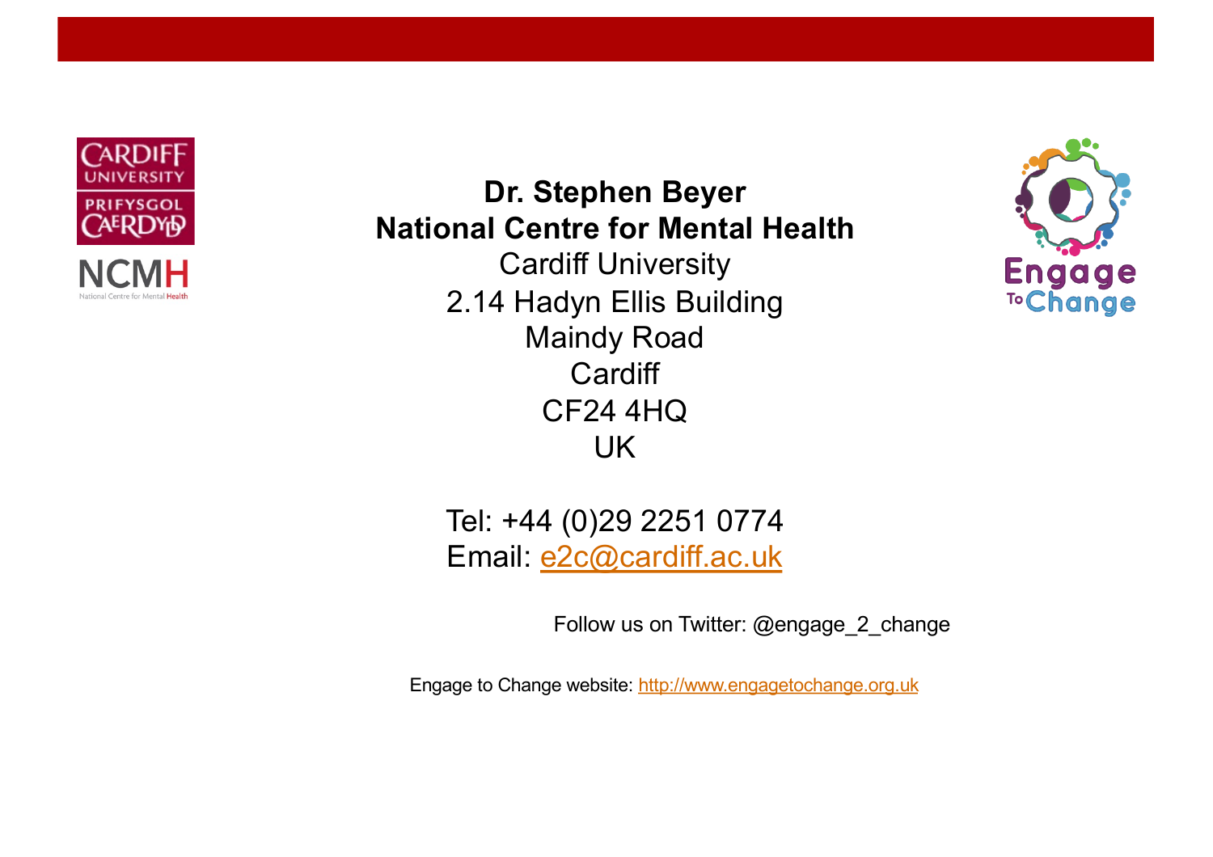**Dr. Stephen Beyer**
**National Centre for Mental Health**
Cardiff University
2.14 Hadyn Ellis Building
Maindy Road
Cardiff
CF24 4HQ
UK

Tel: +44 (0)29 2251 0774
Email: e2c@cardiff.ac.uk

Follow us on Twitter: @engage_2_change

Engage to Change website: http://www.engagetochange.org.uk